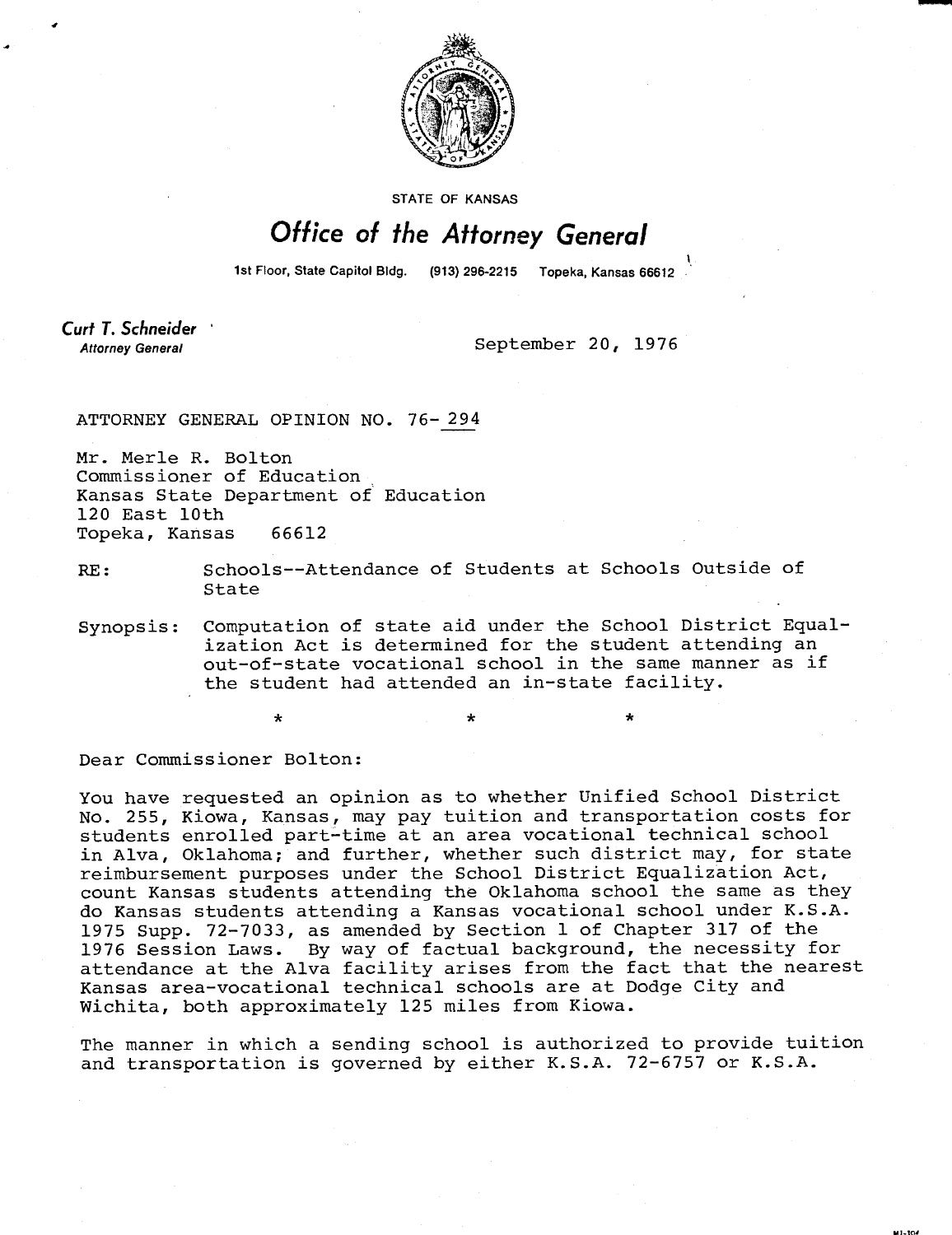STATE OF KANSAS

# Office of the Attorney General

1st Floor, State Capitol Bldg. (913) 296-2215 Topeka, Kansas 66612

**Curt T. Schneider**
*Attorney General*

September 20, 1976

ATTORNEY GENERAL OPINION NO. 76- 294

Mr. Merle R. Bolton
Commissioner of Education
Kansas State Department of Education
120 East 10th
Topeka, Kansas 66612

RE: Schools--Attendance of Students at Schools Outside of State

Synopsis: Computation of state aid under the School District Equalization Act is determined for the student attending an out-of-state vocational school in the same manner as if the student had attended an in-state facility.

\* \* \*

Dear Commissioner Bolton:

You have requested an opinion as to whether Unified School District No. 255, Kiowa, Kansas, may pay tuition and transportation costs for students enrolled part-time at an area vocational technical school in Alva, Oklahoma; and further, whether such district may, for state reimbursement purposes under the School District Equalization Act, count Kansas students attending the Oklahoma school the same as they do Kansas students attending a Kansas vocational school under K.S.A. 1975 Supp. 72-7033, as amended by Section 1 of Chapter 317 of the 1976 Session Laws. By way of factual background, the necessity for attendance at the Alva facility arises from the fact that the nearest Kansas area-vocational technical schools are at Dodge City and Wichita, both approximately 125 miles from Kiowa.

The manner in which a sending school is authorized to provide tuition and transportation is governed by either K.S.A. 72-6757 or K.S.A.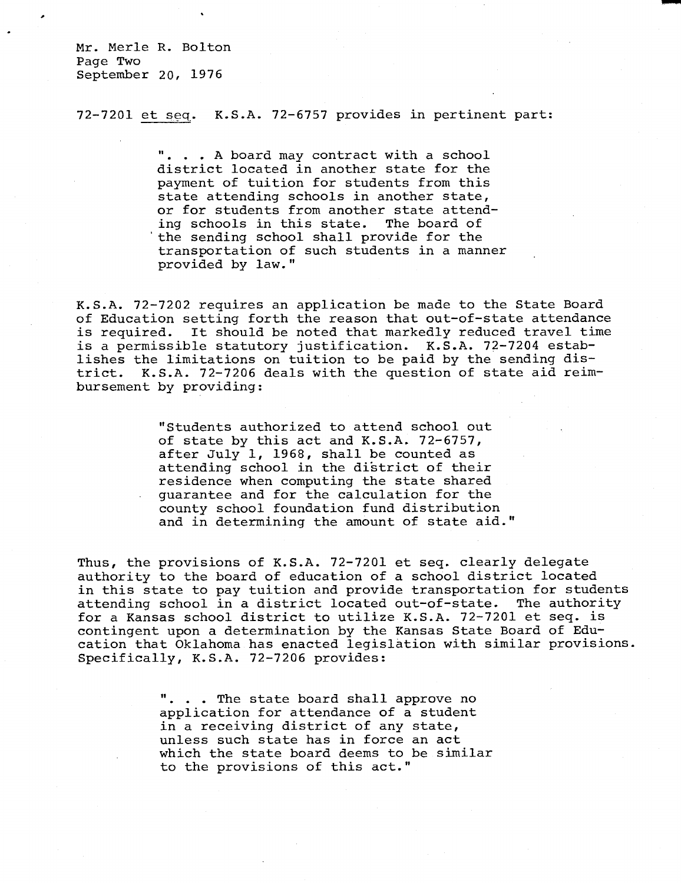72-7201 *et seq*. K.S.A. 72-6757 provides in pertinent part:

> ". . . A board may contract with a school district located in another state for the payment of tuition for students from this state attending schools in another state, or for students from another state attending schools in this state. The board of the sending school shall provide for the transportation of such students in a manner provided by law."

K.S.A. 72-7202 requires an application be made to the State Board of Education setting forth the reason that out-of-state attendance is required. It should be noted that markedly reduced travel time is a permissible statutory justification. K.S.A. 72-7204 establishes the limitations on tuition to be paid by the sending district. K.S.A. 72-7206 deals with the question of state aid reimbursement by providing:

> "Students authorized to attend school out of state by this act and K.S.A. 72-6757, after July 1, 1968, shall be counted as attending school in the district of their residence when computing the state shared guarantee and for the calculation for the county school foundation fund distribution and in determining the amount of state aid."

Thus, the provisions of K.S.A. 72-7201 et seq. clearly delegate authority to the board of education of a school district located in this state to pay tuition and provide transportation for students attending school in a district located out-of-state. The authority for a Kansas school district to utilize K.S.A. 72-7201 et seq. is contingent upon a determination by the Kansas State Board of Education that Oklahoma has enacted legislation with similar provisions. Specifically, K.S.A. 72-7206 provides:

> ". . . The state board shall approve no application for attendance of a student in a receiving district of any state, unless such state has in force an act which the state board deems to be similar to the provisions of this act."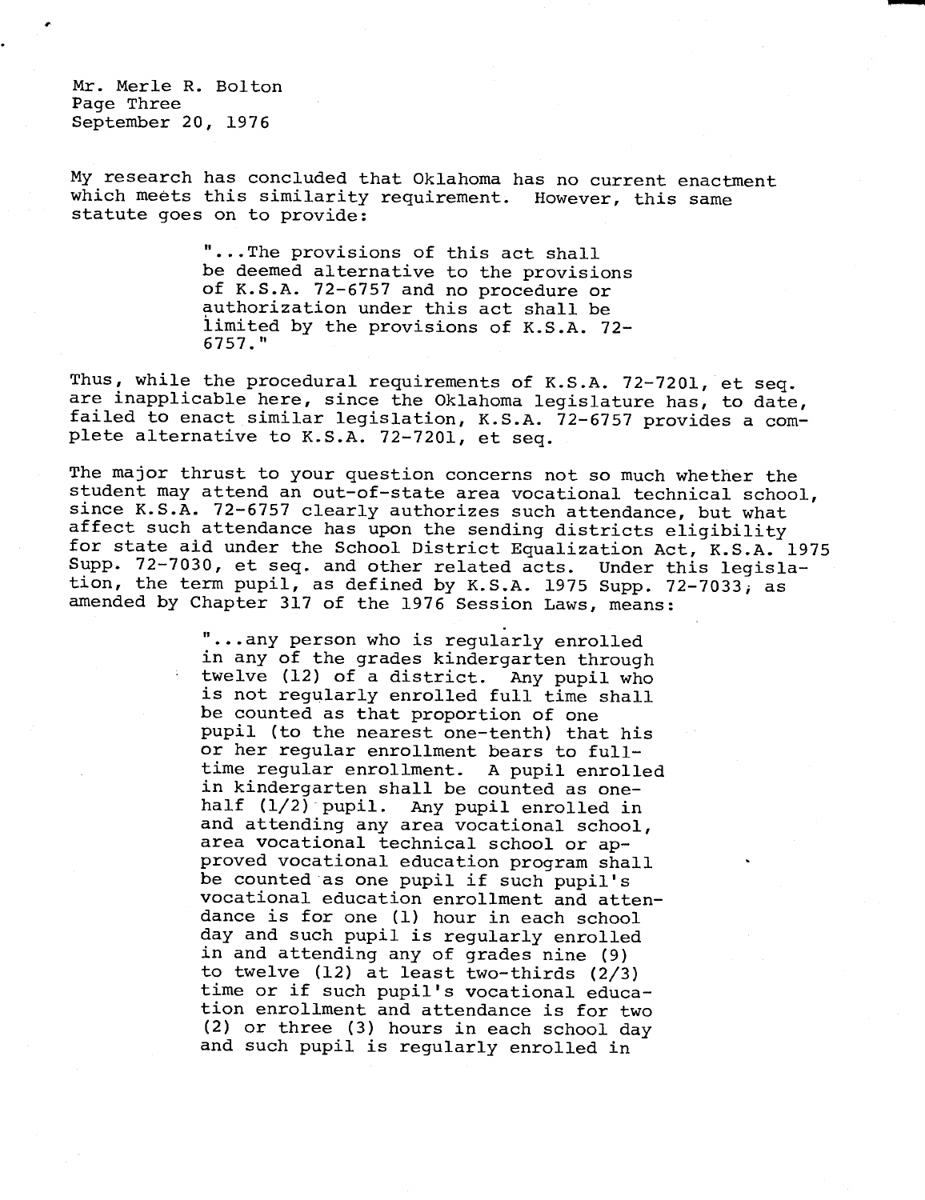Mr. Merle R. Bolton
Page Three
September 20, 1976

My research has concluded that Oklahoma has no current enactment which meets this similarity requirement. However, this same statute goes on to provide:

> "...The provisions of this act shall be deemed alternative to the provisions of K.S.A. 72-6757 and no procedure or authorization under this act shall be limited by the provisions of K.S.A. 72-6757."

Thus, while the procedural requirements of K.S.A. 72-7201, et seq. are inapplicable here, since the Oklahoma legislature has, to date, failed to enact similar legislation, K.S.A. 72-6757 provides a complete alternative to K.S.A. 72-7201, et seq.

The major thrust to your question concerns not so much whether the student may attend an out-of-state area vocational technical school, since K.S.A. 72-6757 clearly authorizes such attendance, but what affect such attendance has upon the sending districts eligibility for state aid under the School District Equalization Act, K.S.A. 1975 Supp. 72-7030, et seq. and other related acts. Under this legislation, the term pupil, as defined by K.S.A. 1975 Supp. 72-7033, as amended by Chapter 317 of the 1976 Session Laws, means:

> "...any person who is regularly enrolled in any of the grades kindergarten through twelve (12) of a district. Any pupil who is not regularly enrolled full time shall be counted as that proportion of one pupil (to the nearest one-tenth) that his or her regular enrollment bears to full-time regular enrollment. A pupil enrolled in kindergarten shall be counted as one-half (1/2) pupil. Any pupil enrolled in and attending any area vocational school, area vocational technical school or approved vocational education program shall be counted as one pupil if such pupil's vocational education enrollment and attendance is for one (1) hour in each school day and such pupil is regularly enrolled in and attending any of grades nine (9) to twelve (12) at least two-thirds (2/3) time or if such pupil's vocational education enrollment and attendance is for two (2) or three (3) hours in each school day and such pupil is regularly enrolled in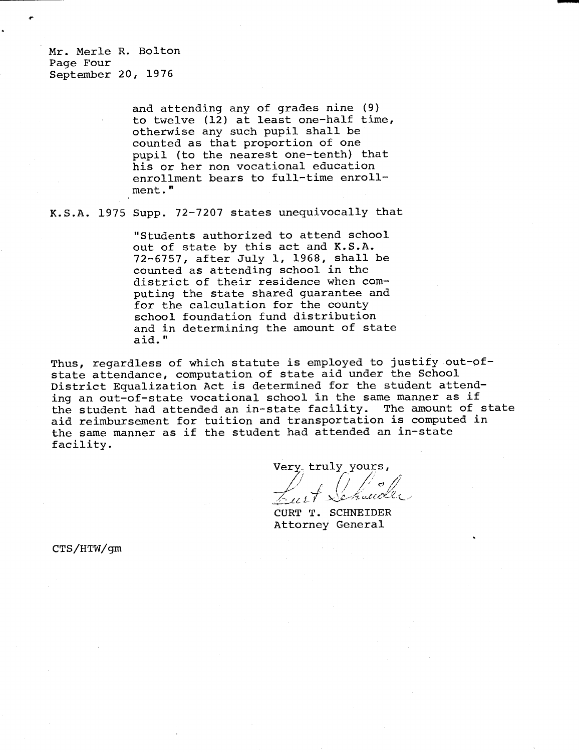Mr. Merle R. Bolton
Page Four
September 20, 1976

> and attending any of grades nine (9) to twelve (12) at least one-half time, otherwise any such pupil shall be counted as that proportion of one pupil (to the nearest one-tenth) that his or her non vocational education enrollment bears to full-time enrollment."

K.S.A. 1975 Supp. 72-7207 states unequivocally that

> "Students authorized to attend school out of state by this act and K.S.A. 72-6757, after July 1, 1968, shall be counted as attending school in the district of their residence when computing the state shared guarantee and for the calculation for the county school foundation fund distribution and in determining the amount of state aid."

Thus, regardless of which statute is employed to justify out-of-state attendance, computation of state aid under the School District Equalization Act is determined for the student attending an out-of-state vocational school in the same manner as if the student had attended an in-state facility. The amount of state aid reimbursement for tuition and transportation is computed in the same manner as if the student had attended an in-state facility.

Very truly yours,

Curt Schneider

CURT T. SCHNEIDER
Attorney General

CTS/HTW/gm